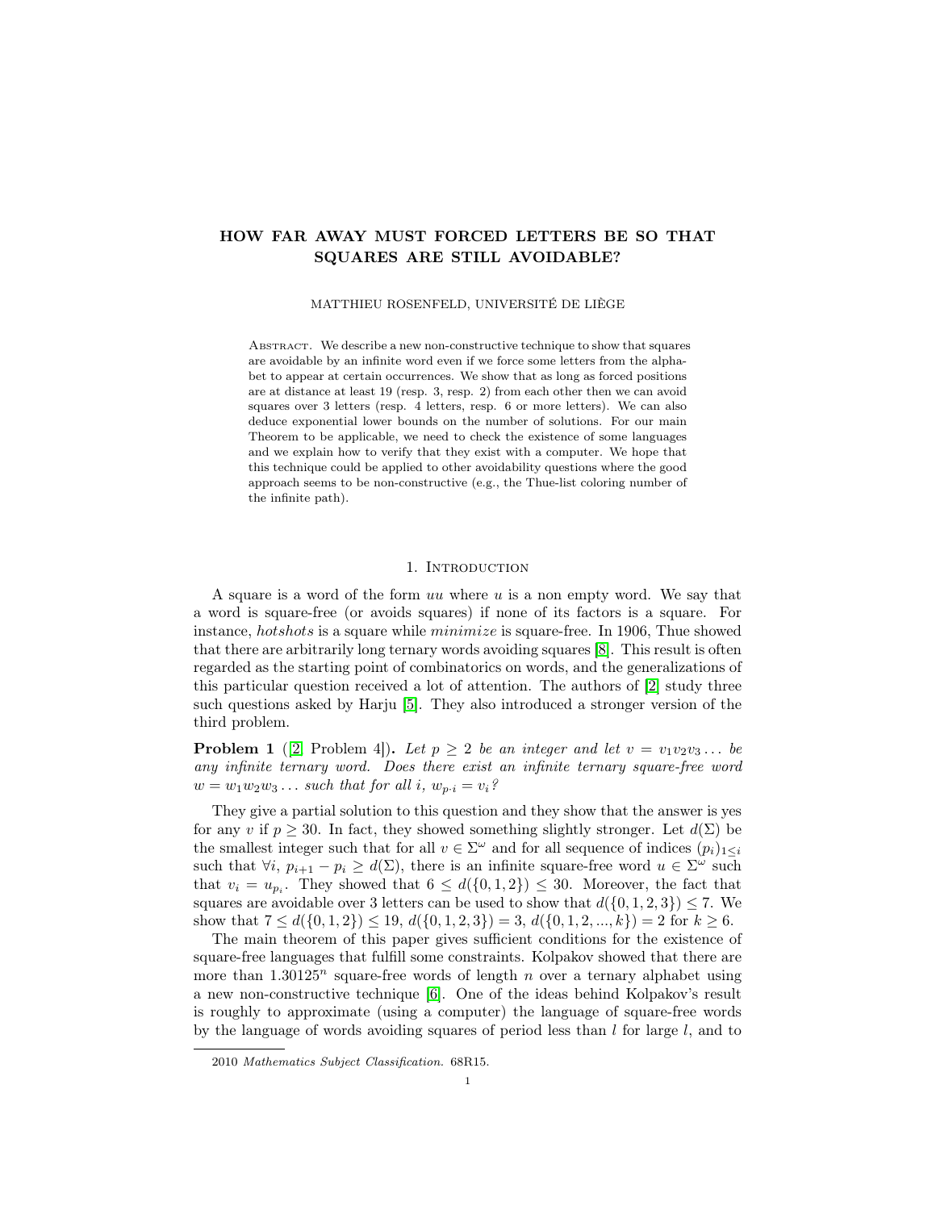# HOW FAR AWAY MUST FORCED LETTERS BE SO THAT SQUARES ARE STILL AVOIDABLE?

MATTHIEU ROSENFELD, UNIVERSITÉ DE LIÈGE

ABSTRACT. We describe a new non-constructive technique to show that squares are avoidable by an infinite word even if we force some letters from the alphabet to appear at certain occurrences. We show that as long as forced positions are at distance at least 19 (resp. 3, resp. 2) from each other then we can avoid squares over 3 letters (resp. 4 letters, resp. 6 or more letters). We can also deduce exponential lower bounds on the number of solutions. For our main Theorem to be applicable, we need to check the existence of some languages and we explain how to verify that they exist with a computer. We hope that this technique could be applied to other avoidability questions where the good approach seems to be non-constructive (e.g., the Thue-list coloring number of the infinite path).

## 1. Introduction

A square is a word of the form $uu$ where $u$ is a non empty word. We say that a word is square-free (or avoids squares) if none of its factors is a square. For instance, *hotshots* is a square while *minimize* is square-free. In 1906, Thue showed that there are arbitrarily long ternary words avoiding squares [8]. This result is often regarded as the starting point of combinatorics on words, and the generalizations of this particular question received a lot of attention. The authors of [2] study three such questions asked by Harju [5]. They also introduced a stronger version of the third problem.

**Problem 1** ([2] Problem 4]). *Let $p \geq 2$ be an integer and let $v = v_1v_2v_3\dots$ be any infinite ternary word. Does there exist an infinite ternary square-free word $w = w_1w_2w_3\dots$ such that for all $i$, $w_{p\cdot i} = v_i$?*

They give a partial solution to this question and they show that the answer is yes for any $v$ if $p \geq 30$. In fact, they showed something slightly stronger. Let $d(\Sigma)$ be the smallest integer such that for all $v \in \Sigma^\omega$ and for all sequence of indices $(p_i)_{1\leq i}$ such that $\forall i$, $p_{i+1} - p_i \geq d(\Sigma)$, there is an infinite square-free word $u \in \Sigma^\omega$ such that $v_i = u_{p_i}$. They showed that $6 \leq d(\{0,1,2\}) \leq 30$. Moreover, the fact that squares are avoidable over 3 letters can be used to show that $d(\{0,1,2,3\}) \leq 7$. We show that $7 \leq d(\{0,1,2\}) \leq 19$, $d(\{0,1,2,3\}) = 3$, $d(\{0,1,2,...,k\}) = 2$ for $k \geq 6$.

The main theorem of this paper gives sufficient conditions for the existence of square-free languages that fulfill some constraints. Kolpakov showed that there are more than $1.30125^n$ square-free words of length $n$ over a ternary alphabet using a new non-constructive technique [6]. One of the ideas behind Kolpakov's result is roughly to approximate (using a computer) the language of square-free words by the language of words avoiding squares of period less than $l$ for large $l$, and to

2010 *Mathematics Subject Classification.* 68R15.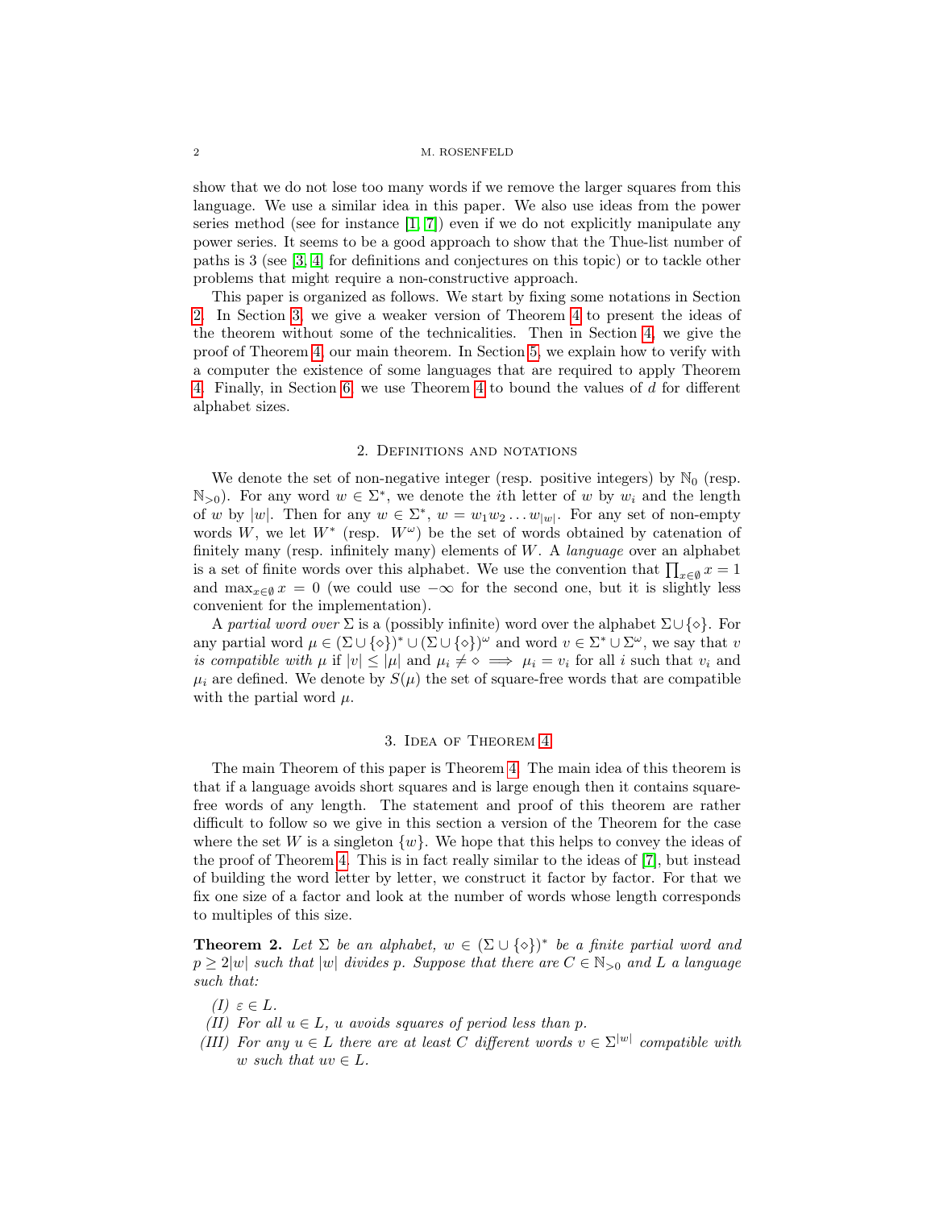show that we do not lose too many words if we remove the larger squares from this language. We use a similar idea in this paper. We also use ideas from the power series method (see for instance [1, 7]) even if we do not explicitly manipulate any power series. It seems to be a good approach to show that the Thue-list number of paths is 3 (see [3, 4] for definitions and conjectures on this topic) or to tackle other problems that might require a non-constructive approach.

This paper is organized as follows. We start by fixing some notations in Section 2. In Section 3, we give a weaker version of Theorem 4 to present the ideas of the theorem without some of the technicalities. Then in Section 4, we give the proof of Theorem 4, our main theorem. In Section 5, we explain how to verify with a computer the existence of some languages that are required to apply Theorem 4. Finally, in Section 6, we use Theorem 4 to bound the values of $d$ for different alphabet sizes.

## 2. Definitions and notations

We denote the set of non-negative integer (resp. positive integers) by $\mathbb{N}_0$ (resp. $\mathbb{N}_{>0}$). For any word $w \in \Sigma^*$, we denote the $i$th letter of $w$ by $w_i$ and the length of $w$ by $|w|$. Then for any $w \in \Sigma^*$, $w = w_1 w_2 \dots w_{|w|}$. For any set of non-empty words $W$, we let $W^*$ (resp. $W^\omega$) be the set of words obtained by catenation of finitely many (resp. infinitely many) elements of $W$. A *language* over an alphabet is a set of finite words over this alphabet. We use the convention that $\prod_{x \in \emptyset} x = 1$ and $\max_{x \in \emptyset} x = 0$ (we could use $-\infty$ for the second one, but it is slightly less convenient for the implementation).

A *partial word over* $\Sigma$ is a (possibly infinite) word over the alphabet $\Sigma \cup \{\diamond\}$. For any partial word $\mu \in (\Sigma \cup \{\diamond\})^* \cup (\Sigma \cup \{\diamond\})^\omega$ and word $v \in \Sigma^* \cup \Sigma^\omega$, we say that $v$ *is compatible with* $\mu$ if $|v| \leq |\mu|$ and $\mu_i \neq \diamond \implies \mu_i = v_i$ for all $i$ such that $v_i$ and $\mu_i$ are defined. We denote by $S(\mu)$ the set of square-free words that are compatible with the partial word $\mu$.

## 3. Idea of Theorem 4

The main Theorem of this paper is Theorem 4. The main idea of this theorem is that if a language avoids short squares and is large enough then it contains square-free words of any length. The statement and proof of this theorem are rather difficult to follow so we give in this section a version of the Theorem for the case where the set $W$ is a singleton $\{w\}$. We hope that this helps to convey the ideas of the proof of Theorem 4. This is in fact really similar to the ideas of [7], but instead of building the word letter by letter, we construct it factor by factor. For that we fix one size of a factor and look at the number of words whose length corresponds to multiples of this size.

**Theorem 2.** *Let $\Sigma$ be an alphabet, $w \in (\Sigma \cup \{\diamond\})^*$ be a finite partial word and $p \geq 2|w|$ such that $|w|$ divides $p$. Suppose that there are $C \in \mathbb{N}_{>0}$ and $L$ a language such that:*

*(I) $\varepsilon \in L$.*
*(II) For all $u \in L$, $u$ avoids squares of period less than $p$.*
*(III) For any $u \in L$ there are at least $C$ different words $v \in \Sigma^{|w|}$ compatible with $w$ such that $uv \in L$.*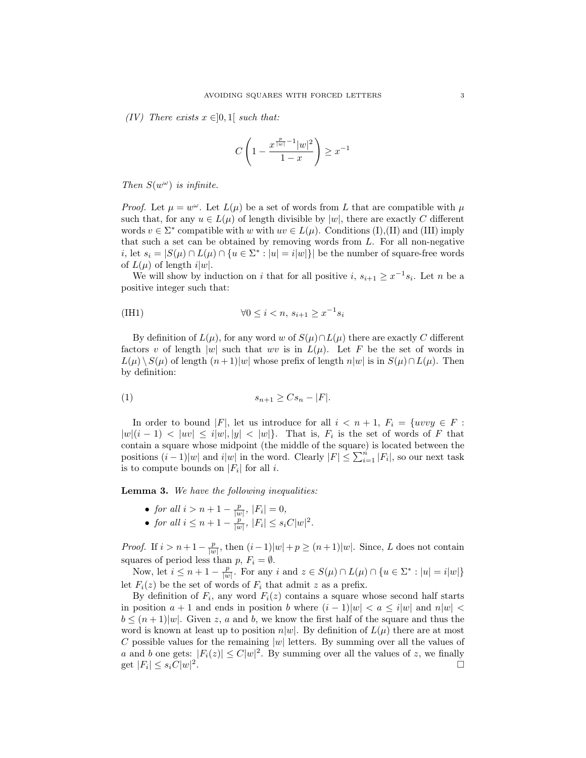*(IV) There exists $x \in ]0,1[$ such that:*

$$C\left(1 - \frac{x^{\frac{p}{|w|}-1}|w|^2}{1-x}\right) \geq x^{-1}$$

*Then $S(w^\omega)$ is infinite.*

*Proof.* Let $\mu = w^\omega$. Let $L(\mu)$ be a set of words from $L$ that are compatible with $\mu$ such that, for any $u \in L(\mu)$ of length divisible by $|w|$, there are exactly $C$ different words $v \in \Sigma^*$ compatible with $w$ with $uv \in L(\mu)$. Conditions (I),(II) and (III) imply that such a set can be obtained by removing words from $L$. For all non-negative $i$, let $s_i = |S(\mu) \cap L(\mu) \cap \{u \in \Sigma^* : |u| = i|w|\}|$ be the number of square-free words of $L(\mu)$ of length $i|w|$.

We will show by induction on $i$ that for all positive $i$, $s_{i+1} \geq x^{-1}s_i$. Let $n$ be a positive integer such that:

$$\text{(IH1)} \qquad \forall 0 \leq i < n,\ s_{i+1} \geq x^{-1}s_i$$

By definition of $L(\mu)$, for any word $w$ of $S(\mu) \cap L(\mu)$ there are exactly $C$ different factors $v$ of length $|w|$ such that $wv$ is in $L(\mu)$. Let $F$ be the set of words in $L(\mu) \setminus S(\mu)$ of length $(n+1)|w|$ whose prefix of length $n|w|$ is in $S(\mu) \cap L(\mu)$. Then by definition:

$$\text{(1)} \qquad s_{n+1} \geq Cs_n - |F|.$$

In order to bound $|F|$, let us introduce for all $i < n+1$, $F_i = \{uvvy \in F : |w|(i-1) < |uv| \leq i|w|, |y| < |w|\}$. That is, $F_i$ is the set of words of $F$ that contain a square whose midpoint (the middle of the square) is located between the positions $(i-1)|w|$ and $i|w|$ in the word. Clearly $|F| \leq \sum_{i=1}^{n} |F_i|$, so our next task is to compute bounds on $|F_i|$ for all $i$.

**Lemma 3.** *We have the following inequalities:*

- *for all $i > n + 1 - \frac{p}{|w|}$, $|F_i| = 0$,*
- *for all $i \leq n + 1 - \frac{p}{|w|}$, $|F_i| \leq s_i C|w|^2$.*

*Proof.* If $i > n+1-\frac{p}{|w|}$, then $(i-1)|w|+p \geq (n+1)|w|$. Since, $L$ does not contain squares of period less than $p$, $F_i = \emptyset$.

Now, let $i \leq n+1-\frac{p}{|w|}$. For any $i$ and $z \in S(\mu) \cap L(\mu) \cap \{u \in \Sigma^* : |u| = i|w|\}$ let $F_i(z)$ be the set of words of $F_i$ that admit $z$ as a prefix.

By definition of $F_i$, any word $F_i(z)$ contains a square whose second half starts in position $a+1$ and ends in position $b$ where $(i-1)|w| < a \leq i|w|$ and $n|w| < b \leq (n+1)|w|$. Given $z$, $a$ and $b$, we know the first half of the square and thus the word is known at least up to position $n|w|$. By definition of $L(\mu)$ there are at most $C$ possible values for the remaining $|w|$ letters. By summing over all the values of $a$ and $b$ one gets: $|F_i(z)| \leq C|w|^2$. By summing over all the values of $z$, we finally get $|F_i| \leq s_i C|w|^2$. $\square$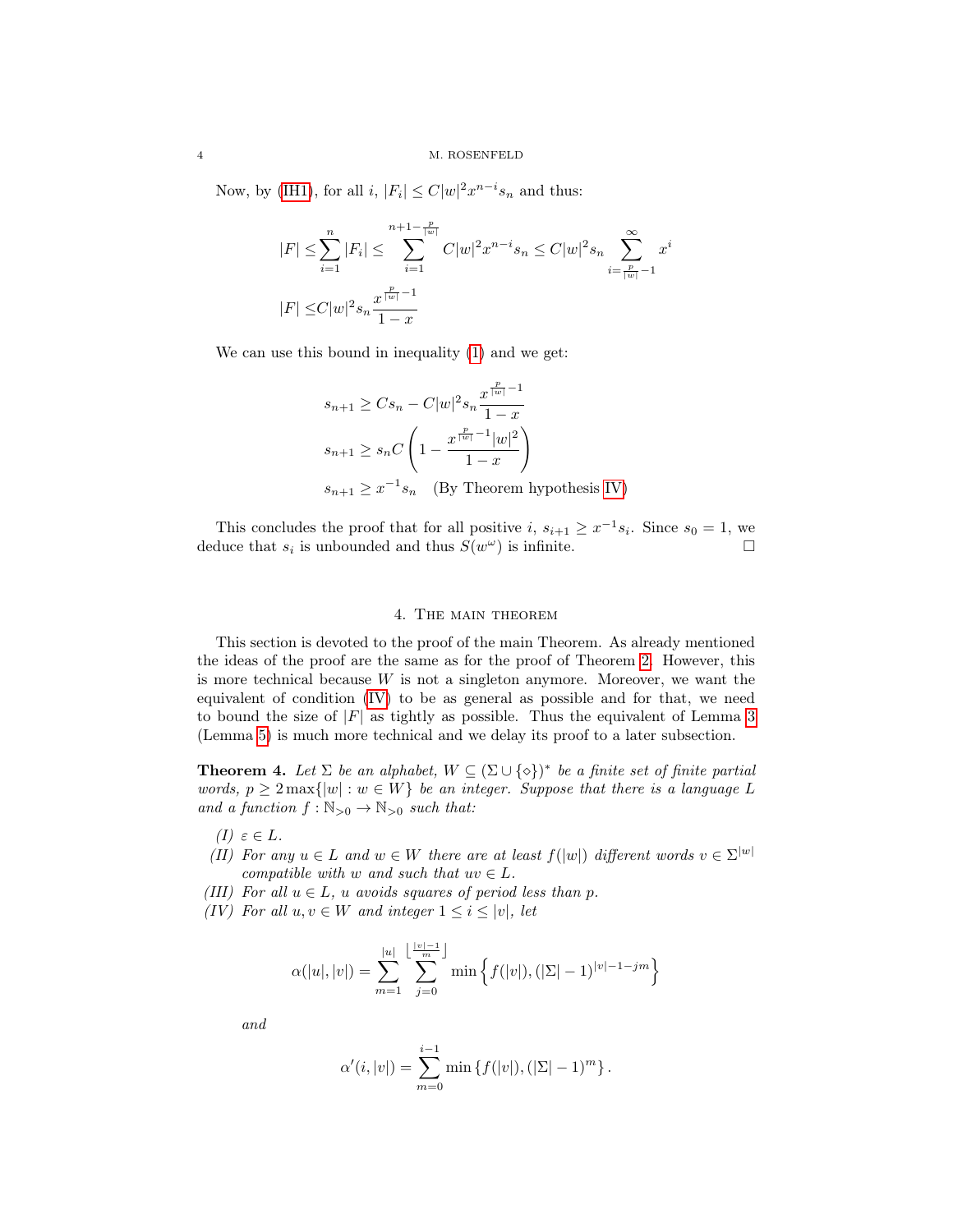Now, by (IH1), for all $i$, $|F_i| \leq C|w|^2 x^{n-i} s_n$ and thus:

$$|F| \leq \sum_{i=1}^{n} |F_i| \leq \sum_{i=1}^{n+1-\frac{p}{|w|}} C|w|^2 x^{n-i} s_n \leq C|w|^2 s_n \sum_{i=\frac{p}{|w|}-1}^{\infty} x^i$$

$$|F| \leq C|w|^2 s_n \frac{x^{\frac{p}{|w|}-1}}{1-x}$$

We can use this bound in inequality (1) and we get:

$$s_{n+1} \geq Cs_n - C|w|^2 s_n \frac{x^{\frac{p}{|w|}-1}}{1-x}$$

$$s_{n+1} \geq s_n C \left(1 - \frac{x^{\frac{p}{|w|}-1}|w|^2}{1-x}\right)$$

$$s_{n+1} \geq x^{-1} s_n \quad \text{(By Theorem hypothesis IV)}$$

This concludes the proof that for all positive $i$, $s_{i+1} \geq x^{-1} s_i$. Since $s_0 = 1$, we deduce that $s_i$ is unbounded and thus $S(w^\omega)$ is infinite. □

## 4. The main theorem

This section is devoted to the proof of the main Theorem. As already mentioned the ideas of the proof are the same as for the proof of Theorem 2. However, this is more technical because $W$ is not a singleton anymore. Moreover, we want the equivalent of condition (IV) to be as general as possible and for that, we need to bound the size of $|F|$ as tightly as possible. Thus the equivalent of Lemma 3 (Lemma 5) is much more technical and we delay its proof to a later subsection.

**Theorem 4.** *Let $\Sigma$ be an alphabet, $W \subseteq (\Sigma \cup \{\diamond\})^*$ be a finite set of finite partial words, $p \geq 2\max\{|w| : w \in W\}$ be an integer. Suppose that there is a language $L$ and a function $f : \mathbb{N}_{>0} \to \mathbb{N}_{>0}$ such that:*

- *(I) $\varepsilon \in L$.*
- *(II) For any $u \in L$ and $w \in W$ there are at least $f(|w|)$ different words $v \in \Sigma^{|w|}$ compatible with $w$ and such that $uv \in L$.*
- *(III) For all $u \in L$, $u$ avoids squares of period less than $p$.*
- *(IV) For all $u, v \in W$ and integer $1 \leq i \leq |v|$, let*

$$\alpha(|u|, |v|) = \sum_{m=1}^{|u|} \sum_{j=0}^{\left\lfloor \frac{|v|-1}{m} \right\rfloor} \min\left\{f(|v|), (|\Sigma|-1)^{|v|-1-jm}\right\}$$

*and*

$$\alpha'(i, |v|) = \sum_{m=0}^{i-1} \min\left\{f(|v|), (|\Sigma|-1)^m\right\}.$$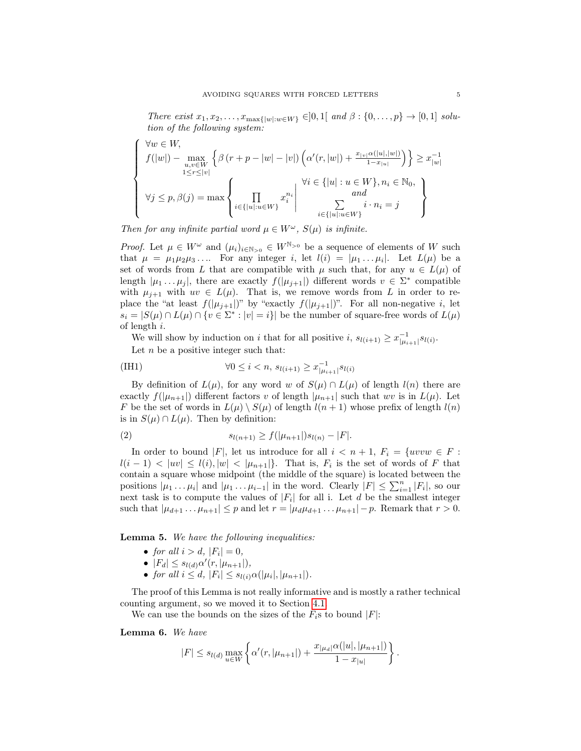*There exist $x_1, x_2, \dots, x_{\max\{|w|:w\in W\}} \in ]0,1[$ and $\beta : \{0,\dots,p\} \to [0,1]$ solution of the following system:*

$$\left\{\begin{array}{l} \forall w \in W, \\ f(|w|) - \max\limits_{\substack{u,v\in W\\ 1\le r\le |v|}} \left\{ \beta\left(r+p-|w|-|v|\right)\left(\alpha'(r,|w|) + \frac{x_{|v|}\alpha(|u|,|w|)}{1-x_{|u|}}\right)\right\} \geq x_{|w|}^{-1} \\ \forall j \le p, \beta(j) = \max\left\{ \prod\limits_{i\in\{|u|:u\in W\}} x_i^{n_i} \;\middle|\; \begin{array}{c} \forall i \in \{|u| : u \in W\}, n_i \in \mathbb{N}_0, \\ and \\ \sum\limits_{i\in\{|u|:u\in W\}} i\cdot n_i = j \end{array} \right\} \end{array}\right.$$

*Then for any infinite partial word $\mu \in W^\omega$, $S(\mu)$ is infinite.*

*Proof.* Let $\mu \in W^\omega$ and $(\mu_i)_{i\in\mathbb{N}_{>0}} \in W^{\mathbb{N}_{>0}}$ be a sequence of elements of $W$ such that $\mu = \mu_1\mu_2\mu_3\dots$. For any integer $i$, let $l(i) = |\mu_1 \dots \mu_i|$. Let $L(\mu)$ be a set of words from $L$ that are compatible with $\mu$ such that, for any $u \in L(\mu)$ of length $|\mu_1\dots\mu_j|$, there are exactly $f(|\mu_{j+1}|)$ different words $v \in \Sigma^*$ compatible with $\mu_{j+1}$ with $uv \in L(\mu)$. That is, we remove words from $L$ in order to replace the "at least $f(|\mu_{j+1}|)$" by "exactly $f(|\mu_{j+1}|)$". For all non-negative $i$, let $s_i = |S(\mu) \cap L(\mu) \cap \{v \in \Sigma^* : |v| = i\}|$ be the number of square-free words of $L(\mu)$ of length $i$.

We will show by induction on $i$ that for all positive $i$, $s_{l(i+1)} \geq x_{|\mu_{i+1}|}^{-1} s_{l(i)}$.

Let $n$ be a positive integer such that:

$$\forall 0 \le i < n,\; s_{l(i+1)} \geq x_{|\mu_{i+1}|}^{-1} s_{l(i)} \tag{IH1}$$

By definition of $L(\mu)$, for any word $w$ of $S(\mu)\cap L(\mu)$ of length $l(n)$ there are exactly $f(|\mu_{n+1}|)$ different factors $v$ of length $|\mu_{n+1}|$ such that $wv$ is in $L(\mu)$. Let $F$ be the set of words in $L(\mu)\setminus S(\mu)$ of length $l(n+1)$ whose prefix of length $l(n)$ is in $S(\mu)\cap L(\mu)$. Then by definition:

$$s_{l(n+1)} \geq f(|\mu_{n+1}|)s_{l(n)} - |F|. \tag{2}$$

In order to bound $|F|$, let us introduce for all $i < n+1$, $F_i = \{uvvw \in F : l(i-1) < |uv| \le l(i), |w| < |\mu_{n+1}|\}$. That is, $F_i$ is the set of words of $F$ that contain a square whose midpoint (the middle of the square) is located between the positions $|\mu_1\dots\mu_i|$ and $|\mu_1\dots\mu_{i-1}|$ in the word. Clearly $|F| \le \sum_{i=1}^n |F_i|$, so our next task is to compute the values of $|F_i|$ for all i. Let $d$ be the smallest integer such that $|\mu_{d+1}\dots\mu_{n+1}| \le p$ and let $r = |\mu_d\mu_{d+1}\dots\mu_{n+1}| - p$. Remark that $r > 0$.

**Lemma 5.** *We have the following inequalities:*

- *for all $i > d$, $|F_i| = 0$,*
- *$|F_d| \le s_{l(d)}\alpha'(r, |\mu_{n+1}|)$,*
- *for all $i \le d$, $|F_i| \le s_{l(i)}\alpha(|\mu_i|, |\mu_{n+1}|)$.*

The proof of this Lemma is not really informative and is mostly a rather technical counting argument, so we moved it to Section 4.1.

We can use the bounds on the sizes of the $F_i$s to bound $|F|$:

**Lemma 6.** *We have*

$$|F| \le s_{l(d)} \max_{u\in W}\left\{\alpha'(r,|\mu_{n+1}|) + \frac{x_{|\mu_d|}\alpha(|u|,|\mu_{n+1}|)}{1-x_{|u|}}\right\}.$$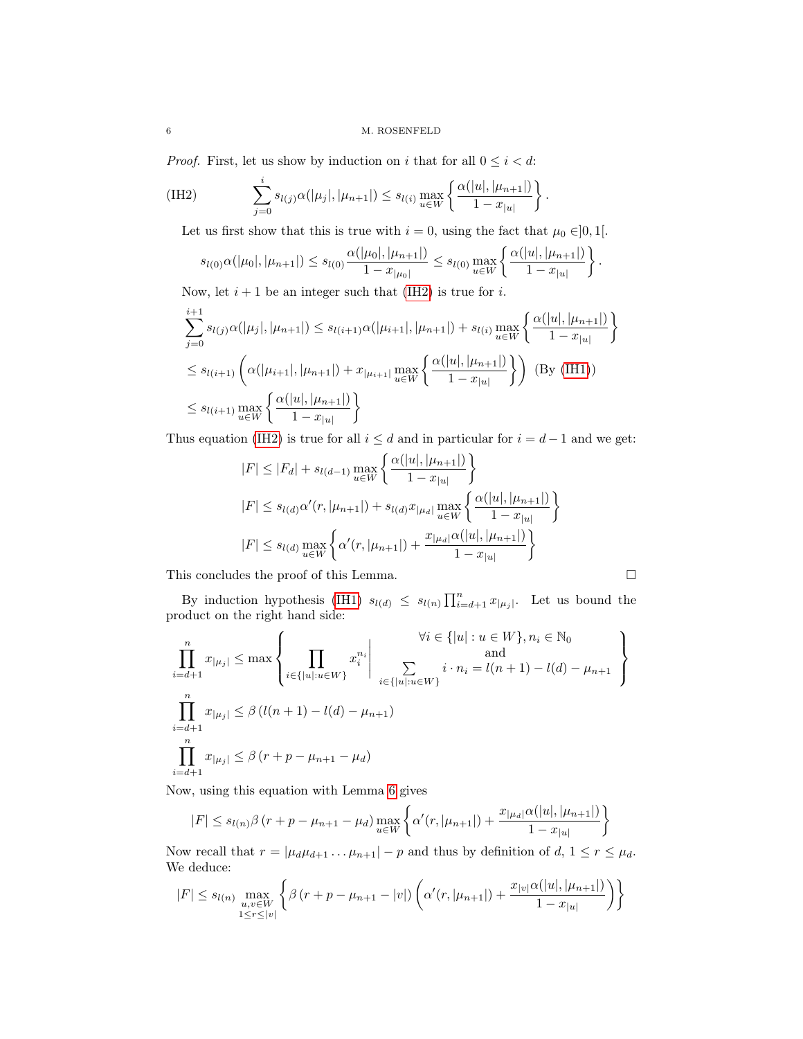*Proof.* First, let us show by induction on $i$ that for all $0 \leq i < d$:

$$\sum_{j=0}^{i} s_{l(j)} \alpha(|\mu_j|, |\mu_{n+1}|) \leq s_{l(i)} \max_{u \in W} \left\{ \frac{\alpha(|u|, |\mu_{n+1}|)}{1 - x_{|u|}} \right\}. \tag{IH2}$$

Let us first show that this is true with $i = 0$, using the fact that $\mu_0 \in ]0, 1[$.

$$s_{l(0)} \alpha(|\mu_0|, |\mu_{n+1}|) \leq s_{l(0)} \frac{\alpha(|\mu_0|, |\mu_{n+1}|)}{1 - x_{|\mu_0|}} \leq s_{l(0)} \max_{u \in W} \left\{ \frac{\alpha(|u|, |\mu_{n+1}|)}{1 - x_{|u|}} \right\}.$$

Now, let $i+1$ be an integer such that (IH2) is true for $i$.

$$\sum_{j=0}^{i+1} s_{l(j)} \alpha(|\mu_j|, |\mu_{n+1}|) \leq s_{l(i+1)} \alpha(|\mu_{i+1}|, |\mu_{n+1}|) + s_{l(i)} \max_{u \in W} \left\{ \frac{\alpha(|u|, |\mu_{n+1}|)}{1 - x_{|u|}} \right\}$$

$$\leq s_{l(i+1)} \left( \alpha(|\mu_{i+1}|, |\mu_{n+1}|) + x_{|\mu_{i+1}|} \max_{u \in W} \left\{ \frac{\alpha(|u|, |\mu_{n+1}|)}{1 - x_{|u|}} \right\} \right) \text{ (By (IH1))}$$

$$\leq s_{l(i+1)} \max_{u \in W} \left\{ \frac{\alpha(|u|, |\mu_{n+1}|)}{1 - x_{|u|}} \right\}$$

Thus equation (IH2) is true for all $i \leq d$ and in particular for $i = d - 1$ and we get:

$$|F| \leq |F_d| + s_{l(d-1)} \max_{u \in W} \left\{ \frac{\alpha(|u|, |\mu_{n+1}|)}{1 - x_{|u|}} \right\}$$

$$|F| \leq s_{l(d)} \alpha'(r, |\mu_{n+1}|) + s_{l(d)} x_{|\mu_d|} \max_{u \in W} \left\{ \frac{\alpha(|u|, |\mu_{n+1}|)}{1 - x_{|u|}} \right\}$$

$$|F| \leq s_{l(d)} \max_{u \in W} \left\{ \alpha'(r, |\mu_{n+1}|) + \frac{x_{|\mu_d|} \alpha(|u|, |\mu_{n+1}|)}{1 - x_{|u|}} \right\}$$

This concludes the proof of this Lemma. □

By induction hypothesis (IH1) $s_{l(d)} \leq s_{l(n)} \prod_{i=d+1}^{n} x_{|\mu_j|}$. Let us bound the product on the right hand side:

$$\prod_{i=d+1}^{n} x_{|\mu_j|} \leq \max \left\{ \prod_{i \in \{|u| : u \in W\}} x_i^{n_i} \;\middle|\; \begin{array}{c} \forall i \in \{|u| : u \in W\}, n_i \in \mathbb{N}_0 \\ \text{and} \\ \sum_{i \in \{|u| : u \in W\}} i \cdot n_i = l(n+1) - l(d) - \mu_{n+1} \end{array} \right\}$$

$$\prod_{i=d+1}^{n} x_{|\mu_j|} \leq \beta \left( l(n+1) - l(d) - \mu_{n+1} \right)$$

$$\prod_{i=d+1}^{n} x_{|\mu_j|} \leq \beta \left( r + p - \mu_{n+1} - \mu_d \right)$$

Now, using this equation with Lemma 6 gives

$$|F| \leq s_{l(n)} \beta \left( r + p - \mu_{n+1} - \mu_d \right) \max_{u \in W} \left\{ \alpha'(r, |\mu_{n+1}|) + \frac{x_{|\mu_d|} \alpha(|u|, |\mu_{n+1}|)}{1 - x_{|u|}} \right\}$$

Now recall that $r = |\mu_d \mu_{d+1} \ldots \mu_{n+1}| - p$ and thus by definition of $d$, $1 \leq r \leq \mu_d$. We deduce:

$$|F| \leq s_{l(n)} \max_{\substack{u,v \in W \\ 1 \leq r \leq |v|}} \left\{ \beta \left( r + p - \mu_{n+1} - |v| \right) \left( \alpha'(r, |\mu_{n+1}|) + \frac{x_{|v|} \alpha(|u|, |\mu_{n+1}|)}{1 - x_{|u|}} \right) \right\}$$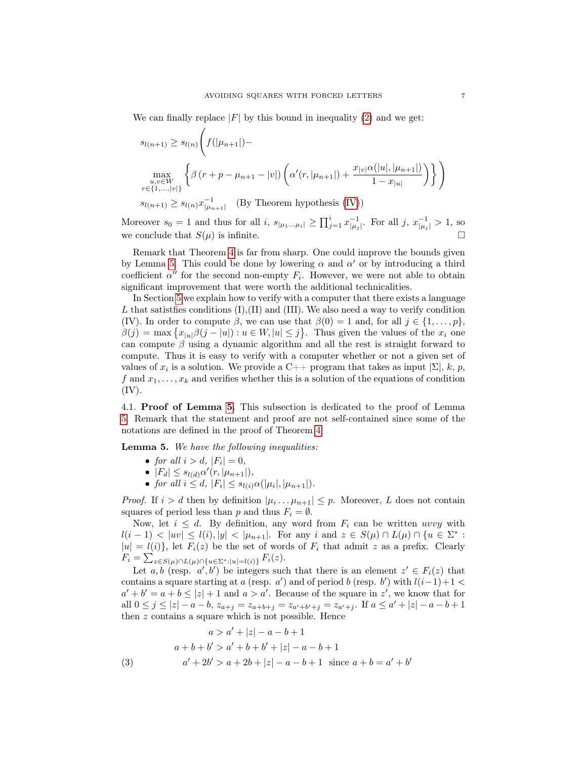We can finally replace $|F|$ by this bound in inequality (2) and we get:

$$s_{l(n+1)} \geq s_{l(n)} \Bigg( f(|\mu_{n+1}|) -$$

$$\max_{\substack{u,v \in W \\ r \in \{1,\dots,|v|\}}} \left\{ \beta\left(r + p - \mu_{n+1} - |v|\right) \left( \alpha'(r, |\mu_{n+1}|) + \frac{x_{|v|}\alpha(|u|, |\mu_{n+1}|)}{1 - x_{|u|}} \right) \right\} \Bigg)$$

$$s_{l(n+1)} \geq s_{l(n)} x^{-1}_{|\mu_{n+1}|} \quad \text{(By Theorem hypothesis (IV))}$$

Moreover $s_0 = 1$ and thus for all $i$, $s_{|\mu_1 \dots \mu_i|} \geq \prod_{j=1}^{i} x^{-1}_{|\mu_j|}$. For all $j$, $x^{-1}_{|\mu_j|} > 1$, so we conclude that $S(\mu)$ is infinite. $\square$

Remark that Theorem 4 is far from sharp. One could improve the bounds given by Lemma 5. This could be done by lowering $\alpha$ and $\alpha'$ or by introducing a third coefficient $\alpha''$ for the second non-empty $F_i$. However, we were not able to obtain significant improvement that were worth the additional technicalities.

In Section 5 we explain how to verify with a computer that there exists a language $L$ that satisfies conditions (I),(II) and (III). We also need a way to verify condition (IV). In order to compute $\beta$, we can use that $\beta(0) = 1$ and, for all $j \in \{1, \dots, p\}$, $\beta(j) = \max\left\{x_{|u|}\beta(j - |u|) : u \in W, |u| \leq j\right\}$. Thus given the values of the $x_i$ one can compute $\beta$ using a dynamic algorithm and all the rest is straight forward to compute. Thus it is easy to verify with a computer whether or not a given set of values of $x_i$ is a solution. We provide a C++ program that takes as input $|\Sigma|$, $k$, $p$, $f$ and $x_1, \dots, x_k$ and verifies whether this is a solution of the equations of condition (IV).

### 4.1. Proof of Lemma 5.

This subsection is dedicated to the proof of Lemma 5. Remark that the statement and proof are not self-contained since some of the notations are defined in the proof of Theorem 4.

**Lemma 5.** *We have the following inequalities:*

- *for all $i > d$, $|F_i| = 0$,*
- *$|F_d| \leq s_{l(d)}\alpha'(r, |\mu_{n+1}|)$,*
- *for all $i \leq d$, $|F_i| \leq s_{l(i)}\alpha(|\mu_i|, |\mu_{n+1}|)$.*

*Proof.* If $i > d$ then by definition $|\mu_i \dots \mu_{n+1}| \leq p$. Moreover, $L$ does not contain squares of period less than $p$ and thus $F_i = \emptyset$.

Now, let $i \leq d$. By definition, any word from $F_i$ can be written $uvvy$ with $l(i-1) < |uv| \leq l(i), |y| < |\mu_{n+1}|$. For any $i$ and $z \in S(\mu) \cap L(\mu) \cap \{u \in \Sigma^* : |u| = l(i)\}$, let $F_i(z)$ be the set of words of $F_i$ that admit $z$ as a prefix. Clearly $F_i = \sum_{z \in S(\mu) \cap L(\mu) \cap \{u \in \Sigma^* : |u| = l(i)\}} F_i(z)$.

Let $a, b$ (resp. $a', b'$) be integers such that there is an element $z' \in F_i(z)$ that contains a square starting at $a$ (resp. $a'$) and of period $b$ (resp. $b'$) with $l(i-1)+1 < a'+b' = a+b \leq |z|+1$ and $a > a'$. Because of the square in $z'$, we know that for all $0 \leq j \leq |z| - a - b$, $z_{a+j} = z_{a+b+j} = z_{a'+b'+j} = z_{a'+j}$. If $a \leq a' + |z| - a - b + 1$ then $z$ contains a square which is not possible. Hence

$$a > a' + |z| - a - b + 1$$

$$a + b + b' > a' + b + b' + |z| - a - b + 1$$

$$a' + 2b' > a + 2b + |z| - a - b + 1 \;\; \text{since } a + b = a' + b' \tag{3}$$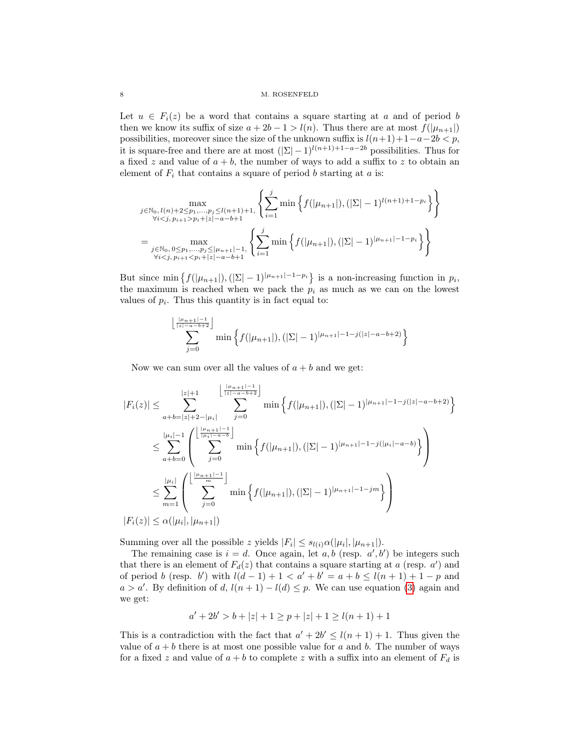Let $u \in F_i(z)$ be a word that contains a square starting at $a$ and of period $b$ then we know its suffix of size $a+2b-1 > l(n)$. Thus there are at most $f(|\mu_{n+1}|)$ possibilities, moreover since the size of the unknown suffix is $l(n+1)+1-a-2b < p$, it is square-free and there are at most $(|\Sigma|-1)^{l(n+1)+1-a-2b}$ possibilities. Thus for a fixed $z$ and value of $a+b$, the number of ways to add a suffix to $z$ to obtain an element of $F_i$ that contains a square of period $b$ starting at $a$ is:

$$\max_{\substack{j\in\mathbb{N}_0,\, l(n)+2\leq p_1,\ldots,p_j\leq l(n+1)+1,\\ \forall i<j,\, p_{i+1}>p_i+|z|-a-b+1}} \left\{ \sum_{i=1}^{j} \min\left\{ f(|\mu_{n+1}|), (|\Sigma|-1)^{l(n+1)+1-p_i} \right\} \right\}$$

$$= \max_{\substack{j\in\mathbb{N}_0,\, 0\leq p_1,\ldots,p_j\leq |\mu_{n+1}|-1,\\ \forall i<j,\, p_{i+1}<p_i+|z|-a-b+1}} \left\{ \sum_{i=1}^{j} \min\left\{ f(|\mu_{n+1}|), (|\Sigma|-1)^{|\mu_{n+1}|-1-p_i} \right\} \right\}$$

But since $\min\left\{ f(|\mu_{n+1}|), (|\Sigma|-1)^{|\mu_{n+1}|-1-p_i} \right\}$ is a non-increasing function in $p_i$, the maximum is reached when we pack the $p_i$ as much as we can on the lowest values of $p_i$. Thus this quantity is in fact equal to:

$$\sum_{j=0}^{\left\lfloor \frac{|\mu_{n+1}|-1}{|z|-a-b+2} \right\rfloor} \min\left\{ f(|\mu_{n+1}|), (|\Sigma|-1)^{|\mu_{n+1}|-1-j(|z|-a-b+2)} \right\}$$

Now we can sum over all the values of $a+b$ and we get:

$$\begin{aligned}
|F_i(z)| &\leq \sum_{a+b=|z|+2-|\mu_i|}^{|z|+1} \sum_{j=0}^{\left\lfloor \frac{|\mu_{n+1}|-1}{|z|-a-b+2} \right\rfloor} \min\left\{ f(|\mu_{n+1}|), (|\Sigma|-1)^{|\mu_{n+1}|-1-j(|z|-a-b+2)} \right\} \\
&\leq \sum_{a+b=0}^{|\mu_i|-1} \left( \sum_{j=0}^{\left\lfloor \frac{|\mu_{n+1}|-1}{|\mu_i|-a-b} \right\rfloor} \min\left\{ f(|\mu_{n+1}|), (|\Sigma|-1)^{|\mu_{n+1}|-1-j(|\mu_i|-a-b)} \right\} \right) \\
&\leq \sum_{m=1}^{|\mu_i|} \left( \sum_{j=0}^{\left\lfloor \frac{|\mu_{n+1}|-1}{m} \right\rfloor} \min\left\{ f(|\mu_{n+1}|), (|\Sigma|-1)^{|\mu_{n+1}|-1-jm} \right\} \right) \\
|F_i(z)| &\leq \alpha(|\mu_i|, |\mu_{n+1}|)
\end{aligned}$$

Summing over all the possible $z$ yields $|F_i| \leq s_{l(i)}\alpha(|\mu_i|, |\mu_{n+1}|)$.

The remaining case is $i=d$. Once again, let $a, b$ (resp. $a', b'$) be integers such that there is an element of $F_d(z)$ that contains a square starting at $a$ (resp. $a'$) and of period $b$ (resp. $b'$) with $l(d-1)+1 < a'+b' = a+b \leq l(n+1)+1-p$ and $a > a'$. By definition of $d$, $l(n+1)-l(d) \leq p$. We can use equation (3) again and we get:

$$a'+2b' > b+|z|+1 \geq p+|z|+1 \geq l(n+1)+1$$

This is a contradiction with the fact that $a'+2b' \leq l(n+1)+1$. Thus given the value of $a+b$ there is at most one possible value for $a$ and $b$. The number of ways for a fixed $z$ and value of $a+b$ to complete $z$ with a suffix into an element of $F_d$ is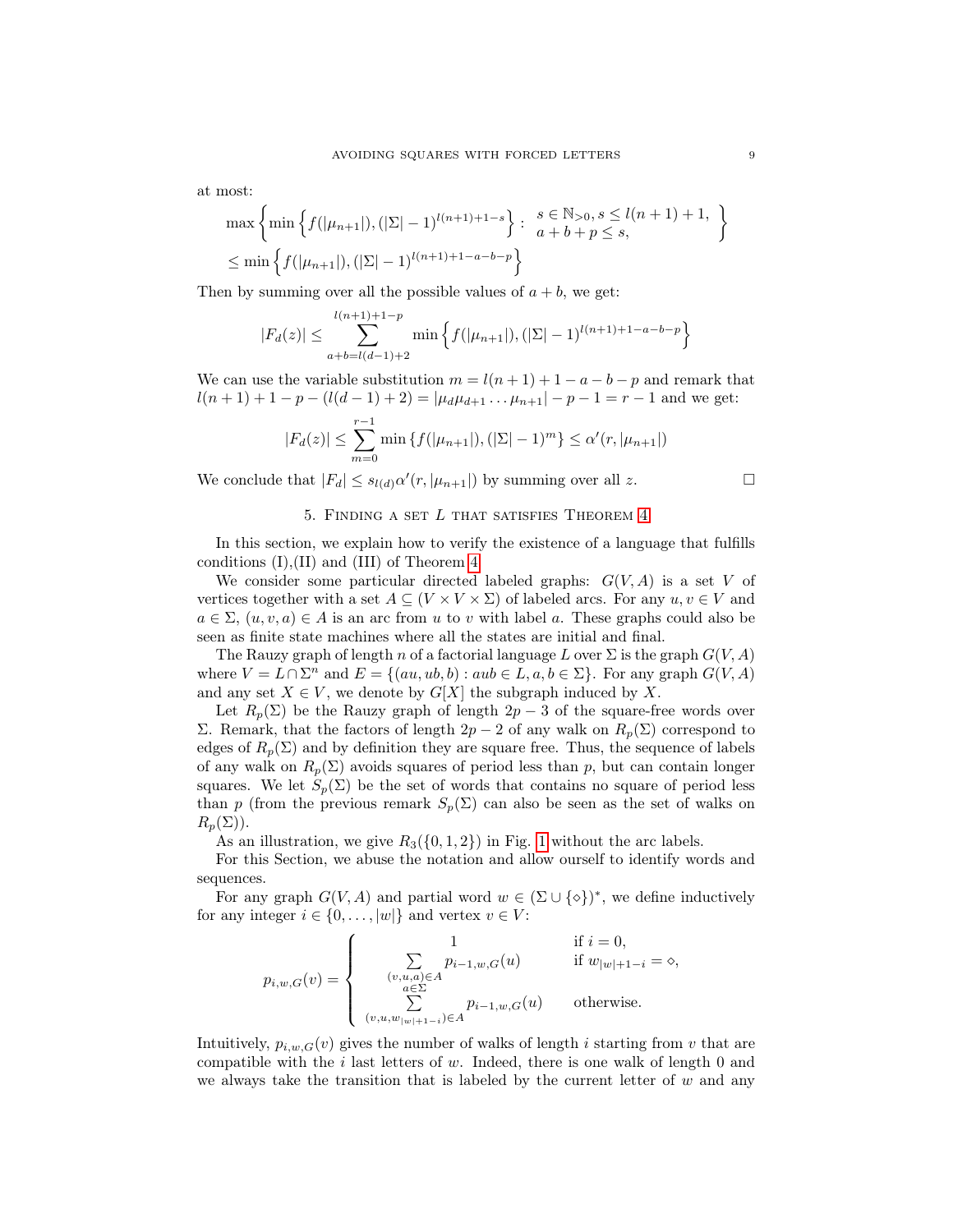at most:

$$\max\left\{\min\left\{f(|\mu_{n+1}|), (|\Sigma|-1)^{l(n+1)+1-s}\right\} : \begin{array}{l} s\in\mathbb{N}_{>0}, s\le l(n+1)+1, \\ a+b+p\le s, \end{array}\right\}$$
$$\le \min\left\{f(|\mu_{n+1}|), (|\Sigma|-1)^{l(n+1)+1-a-b-p}\right\}$$

Then by summing over all the possible values of $a+b$, we get:

$$|F_d(z)| \le \sum_{a+b=l(d-1)+2}^{l(n+1)+1-p} \min\left\{f(|\mu_{n+1}|), (|\Sigma|-1)^{l(n+1)+1-a-b-p}\right\}$$

We can use the variable substitution $m = l(n+1)+1-a-b-p$ and remark that $l(n+1)+1-p-(l(d-1)+2) = |\mu_d\mu_{d+1}\dots\mu_{n+1}|-p-1 = r-1$ and we get:

$$|F_d(z)| \le \sum_{m=0}^{r-1} \min\left\{f(|\mu_{n+1}|), (|\Sigma|-1)^{m}\right\} \le \alpha'(r, |\mu_{n+1}|)$$

We conclude that $|F_d| \le s_{l(d)}\alpha'(r, |\mu_{n+1}|)$ by summing over all $z$. □

## 5. Finding a set $L$ that satisfies Theorem 4

In this section, we explain how to verify the existence of a language that fulfills conditions (I),(II) and (III) of Theorem 4.

We consider some particular directed labeled graphs: $G(V,A)$ is a set $V$ of vertices together with a set $A \subseteq (V\times V\times\Sigma)$ of labeled arcs. For any $u,v\in V$ and $a\in\Sigma$, $(u,v,a)\in A$ is an arc from $u$ to $v$ with label $a$. These graphs could also be seen as finite state machines where all the states are initial and final.

The Rauzy graph of length $n$ of a factorial language $L$ over $\Sigma$ is the graph $G(V,A)$ where $V = L\cap\Sigma^n$ and $E = \{(au, ub, b) : aub\in L, a,b\in\Sigma\}$. For any graph $G(V,A)$ and any set $X\in V$, we denote by $G[X]$ the subgraph induced by $X$.

Let $R_p(\Sigma)$ be the Rauzy graph of length $2p-3$ of the square-free words over $\Sigma$. Remark, that the factors of length $2p-2$ of any walk on $R_p(\Sigma)$ correspond to edges of $R_p(\Sigma)$ and by definition they are square free. Thus, the sequence of labels of any walk on $R_p(\Sigma)$ avoids squares of period less than $p$, but can contain longer squares. We let $S_p(\Sigma)$ be the set of words that contains no square of period less than $p$ (from the previous remark $S_p(\Sigma)$ can also be seen as the set of walks on $R_p(\Sigma)$).

As an illustration, we give $R_3(\{0,1,2\})$ in Fig. 1 without the arc labels.

For this Section, we abuse the notation and allow ourself to identify words and sequences.

For any graph $G(V,A)$ and partial word $w\in(\Sigma\cup\{\diamond\})^*$, we define inductively for any integer $i\in\{0,\dots,|w|\}$ and vertex $v\in V$:

$$p_{i,w,G}(v) = \begin{cases} 1 & \text{if } i=0, \\ \displaystyle\sum_{\substack{(v,u,a)\in A\\ a\in\Sigma}} p_{i-1,w,G}(u) & \text{if } w_{|w|+1-i} = \diamond, \\ \displaystyle\sum_{(v,u,w_{|w|+1-i})\in A} p_{i-1,w,G}(u) & \text{otherwise.} \end{cases}$$

Intuitively, $p_{i,w,G}(v)$ gives the number of walks of length $i$ starting from $v$ that are compatible with the $i$ last letters of $w$. Indeed, there is one walk of length 0 and we always take the transition that is labeled by the current letter of $w$ and any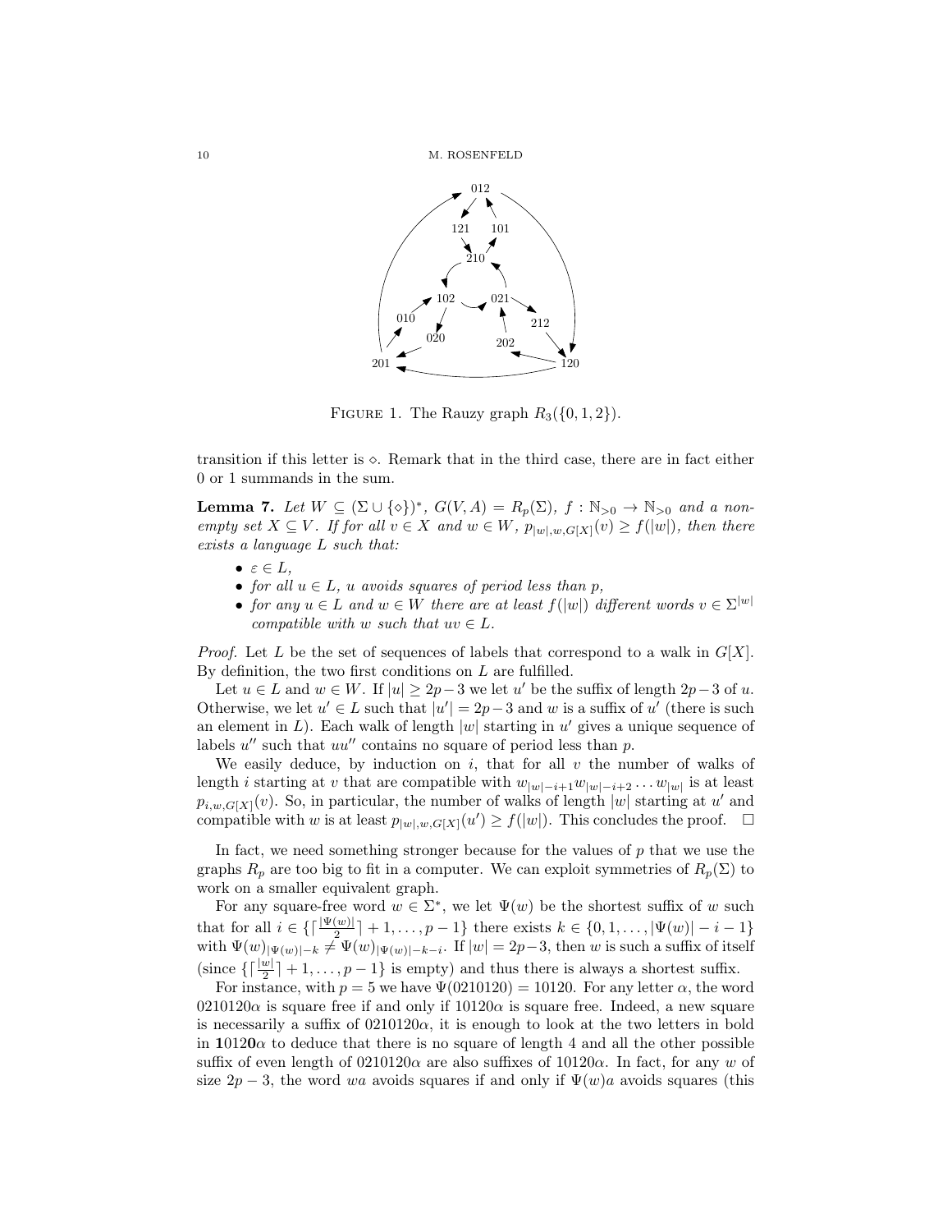FIGURE 1. The Rauzy graph $R_3(\{0,1,2\})$.

transition if this letter is $\diamond$. Remark that in the third case, there are in fact either 0 or 1 summands in the sum.

**Lemma 7.** *Let $W \subseteq (\Sigma \cup \{\diamond\})^*$, $G(V,A) = R_p(\Sigma)$, $f : \mathbb{N}_{>0} \to \mathbb{N}_{>0}$ and a non-empty set $X \subseteq V$. If for all $v \in X$ and $w \in W$, $p_{|w|,w,G[X]}(v) \geq f(|w|)$, then there exists a language $L$ such that:*

- *$\varepsilon \in L$,*
- *for all $u \in L$, $u$ avoids squares of period less than $p$,*
- *for any $u \in L$ and $w \in W$ there are at least $f(|w|)$ different words $v \in \Sigma^{|w|}$ compatible with $w$ such that $uv \in L$.*

*Proof.* Let $L$ be the set of sequences of labels that correspond to a walk in $G[X]$. By definition, the two first conditions on $L$ are fulfilled.

Let $u \in L$ and $w \in W$. If $|u| \geq 2p-3$ we let $u'$ be the suffix of length $2p-3$ of $u$. Otherwise, we let $u' \in L$ such that $|u'| = 2p-3$ and $w$ is a suffix of $u'$ (there is such an element in $L$). Each walk of length $|w|$ starting in $u'$ gives a unique sequence of labels $u''$ such that $uu''$ contains no square of period less than $p$.

We easily deduce, by induction on $i$, that for all $v$ the number of walks of length $i$ starting at $v$ that are compatible with $w_{|w|-i+1}w_{|w|-i+2}\dots w_{|w|}$ is at least $p_{i,w,G[X]}(v)$. So, in particular, the number of walks of length $|w|$ starting at $u'$ and compatible with $w$ is at least $p_{|w|,w,G[X]}(u') \geq f(|w|)$. This concludes the proof. $\square$

In fact, we need something stronger because for the values of $p$ that we use the graphs $R_p$ are too big to fit in a computer. We can exploit symmetries of $R_p(\Sigma)$ to work on a smaller equivalent graph.

For any square-free word $w \in \Sigma^*$, we let $\Psi(w)$ be the shortest suffix of $w$ such that for all $i \in \{\lceil \frac{|\Psi(w)|}{2} \rceil + 1, \dots, p-1\}$ there exists $k \in \{0, 1, \dots, |\Psi(w)| - i - 1\}$ with $\Psi(w)_{|\Psi(w)|-k} \neq \Psi(w)_{|\Psi(w)|-k-i}$. If $|w| = 2p-3$, then $w$ is such a suffix of itself (since $\{\lceil \frac{|w|}{2} \rceil + 1, \dots, p-1\}$ is empty) and thus there is always a shortest suffix.

For instance, with $p = 5$ we have $\Psi(0210120) = 10120$. For any letter $\alpha$, the word $0210120\alpha$ is square free if and only if $10120\alpha$ is square free. Indeed, a new square is necessarily a suffix of $0210120\alpha$, it is enough to look at the two letters in bold in $\mathbf{1}012\mathbf{0}\alpha$ to deduce that there is no square of length 4 and all the other possible suffix of even length of $0210120\alpha$ are also suffixes of $10120\alpha$. In fact, for any $w$ of size $2p-3$, the word $wa$ avoids squares if and only if $\Psi(w)a$ avoids squares (this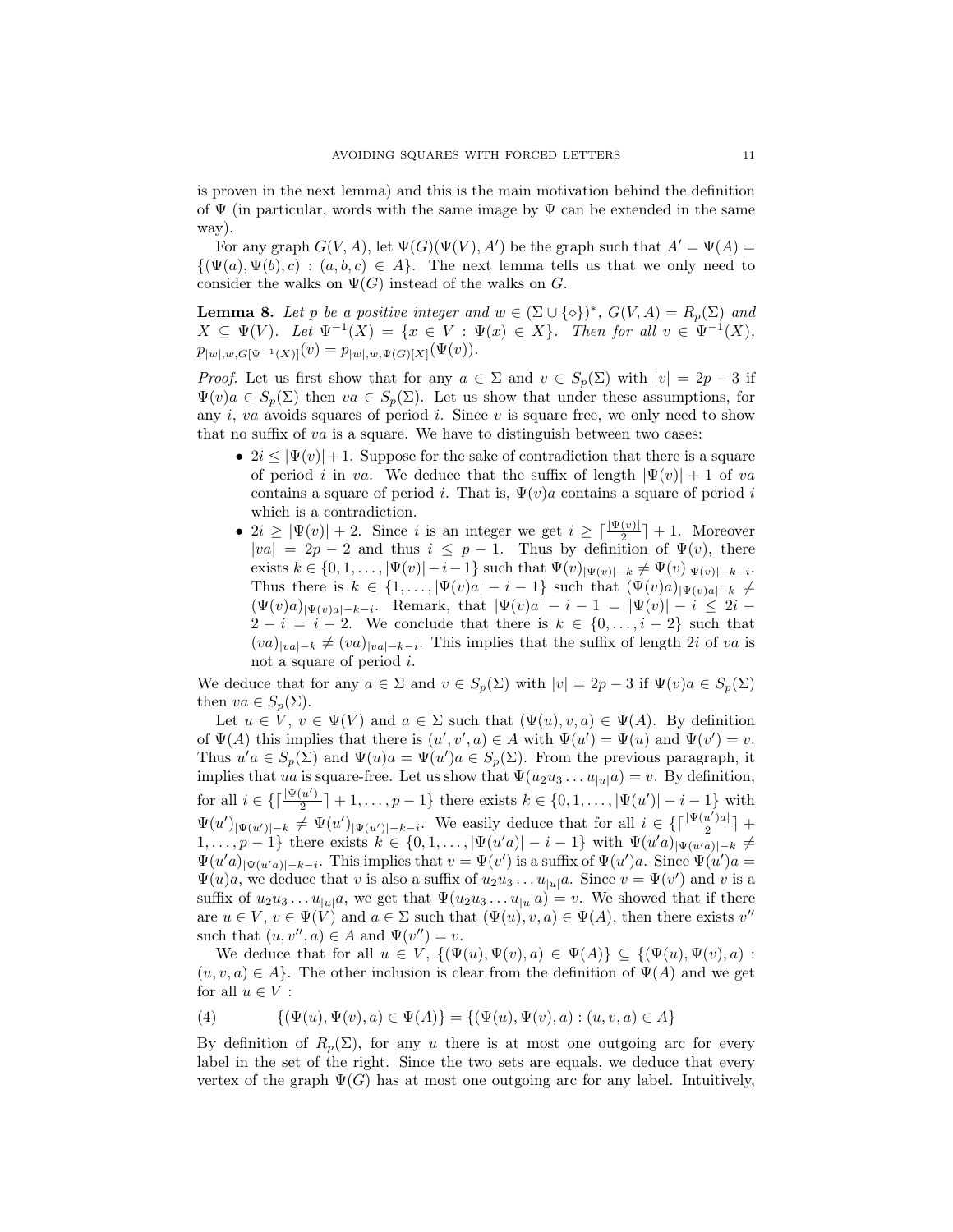is proven in the next lemma) and this is the main motivation behind the definition of $\Psi$ (in particular, words with the same image by $\Psi$ can be extended in the same way).

For any graph $G(V,A)$, let $\Psi(G)(\Psi(V),A')$ be the graph such that $A' = \Psi(A) = \{(\Psi(a),\Psi(b),c) : (a,b,c) \in A\}$. The next lemma tells us that we only need to consider the walks on $\Psi(G)$ instead of the walks on $G$.

**Lemma 8.** *Let $p$ be a positive integer and $w \in (\Sigma \cup \{\diamond\})^*$, $G(V,A) = R_p(\Sigma)$ and $X \subseteq \Psi(V)$. Let $\Psi^{-1}(X) = \{x \in V : \Psi(x) \in X\}$. Then for all $v \in \Psi^{-1}(X)$, $p_{|w|,w,G[\Psi^{-1}(X)]}(v) = p_{|w|,w,\Psi(G)[X]}(\Psi(v))$.*

*Proof.* Let us first show that for any $a \in \Sigma$ and $v \in S_p(\Sigma)$ with $|v| = 2p-3$ if $\Psi(v)a \in S_p(\Sigma)$ then $va \in S_p(\Sigma)$. Let us show that under these assumptions, for any $i$, $va$ avoids squares of period $i$. Since $v$ is square free, we only need to show that no suffix of $va$ is a square. We have to distinguish between two cases:

- $2i \leq |\Psi(v)|+1$. Suppose for the sake of contradiction that there is a square of period $i$ in $va$. We deduce that the suffix of length $|\Psi(v)|+1$ of $va$ contains a square of period $i$. That is, $\Psi(v)a$ contains a square of period $i$ which is a contradiction.
- $2i \geq |\Psi(v)|+2$. Since $i$ is an integer we get $i \geq \lceil\frac{|\Psi(v)|}{2}\rceil + 1$. Moreover $|va| = 2p-2$ and thus $i \leq p-1$. Thus by definition of $\Psi(v)$, there exists $k \in \{0,1,\ldots,|\Psi(v)|-i-1\}$ such that $\Psi(v)_{|\Psi(v)|-k} \neq \Psi(v)_{|\Psi(v)|-k-i}$. Thus there is $k \in \{1,\ldots,|\Psi(v)a|-i-1\}$ such that $(\Psi(v)a)_{|\Psi(v)a|-k} \neq (\Psi(v)a)_{|\Psi(v)a|-k-i}$. Remark, that $|\Psi(v)a|-i-1 = |\Psi(v)|-i \leq 2i-2-i = i-2$. We conclude that there is $k \in \{0,\ldots,i-2\}$ such that $(va)_{|va|-k} \neq (va)_{|va|-k-i}$. This implies that the suffix of length $2i$ of $va$ is not a square of period $i$.

We deduce that for any $a \in \Sigma$ and $v \in S_p(\Sigma)$ with $|v| = 2p-3$ if $\Psi(v)a \in S_p(\Sigma)$ then $va \in S_p(\Sigma)$.

Let $u \in V$, $v \in \Psi(V)$ and $a \in \Sigma$ such that $(\Psi(u),v,a) \in \Psi(A)$. By definition of $\Psi(A)$ this implies that there is $(u',v',a) \in A$ with $\Psi(u') = \Psi(u)$ and $\Psi(v') = v$. Thus $u'a \in S_p(\Sigma)$ and $\Psi(u)a = \Psi(u')a \in S_p(\Sigma)$. From the previous paragraph, it implies that $ua$ is square-free. Let us show that $\Psi(u_2u_3\ldots u_{|u|}a) = v$. By definition, for all $i \in \{\lceil\frac{|\Psi(u')|}{2}\rceil+1,\ldots,p-1\}$ there exists $k \in \{0,1,\ldots,|\Psi(u')|-i-1\}$ with $\Psi(u')_{|\Psi(u')|-k} \neq \Psi(u')_{|\Psi(u')|-k-i}$. We easily deduce that for all $i \in \{\lceil\frac{|\Psi(u')a|}{2}\rceil+1,\ldots,p-1\}$ there exists $k \in \{0,1,\ldots,|\Psi(u'a)|-i-1\}$ with $\Psi(u'a)_{|\Psi(u'a)|-k} \neq \Psi(u'a)_{|\Psi(u'a)|-k-i}$. This implies that $v = \Psi(v')$ is a suffix of $\Psi(u')a$. Since $\Psi(u')a = \Psi(u)a$, we deduce that $v$ is also a suffix of $u_2u_3\ldots u_{|u|}a$. Since $v = \Psi(v')$ and $v$ is a suffix of $u_2u_3\ldots u_{|u|}a$, we get that $\Psi(u_2u_3\ldots u_{|u|}a) = v$. We showed that if there are $u \in V$, $v \in \Psi(V)$ and $a \in \Sigma$ such that $(\Psi(u),v,a) \in \Psi(A)$, then there exists $v''$ such that $(u,v'',a) \in A$ and $\Psi(v'') = v$.

We deduce that for all $u \in V$, $\{(\Psi(u),\Psi(v),a) \in \Psi(A)\} \subseteq \{(\Psi(u),\Psi(v),a) : (u,v,a) \in A\}$. The other inclusion is clear from the definition of $\Psi(A)$ and we get for all $u \in V$ :

$$\{(\Psi(u),\Psi(v),a) \in \Psi(A)\} = \{(\Psi(u),\Psi(v),a) : (u,v,a) \in A\} \tag{4}$$

By definition of $R_p(\Sigma)$, for any $u$ there is at most one outgoing arc for every label in the set of the right. Since the two sets are equals, we deduce that every vertex of the graph $\Psi(G)$ has at most one outgoing arc for any label. Intuitively,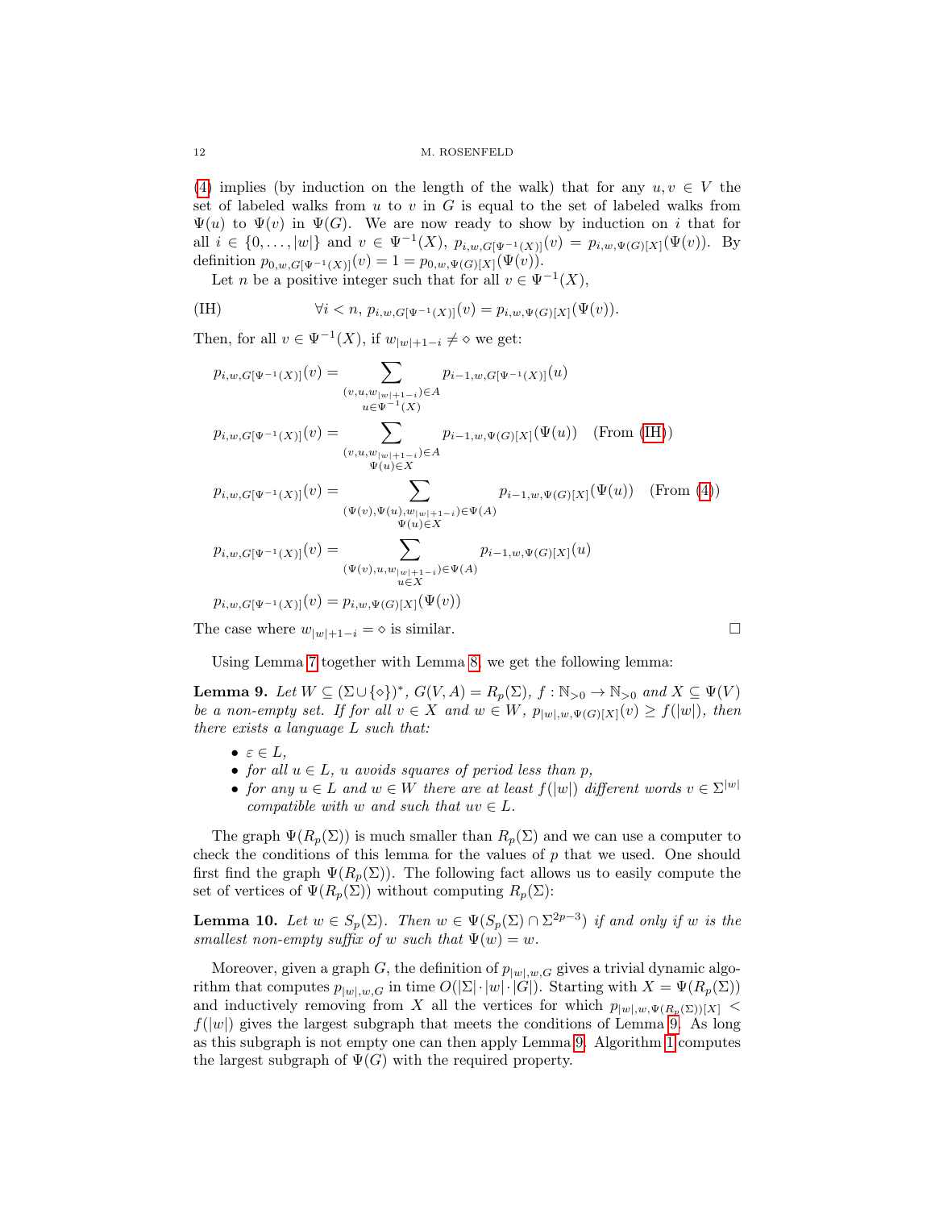(4) implies (by induction on the length of the walk) that for any $u, v \in V$ the set of labeled walks from $u$ to $v$ in $G$ is equal to the set of labeled walks from $\Psi(u)$ to $\Psi(v)$ in $\Psi(G)$. We are now ready to show by induction on $i$ that for all $i \in \{0, \dots, |w|\}$ and $v \in \Psi^{-1}(X)$, $p_{i,w,G[\Psi^{-1}(X)]}(v) = p_{i,w,\Psi(G)[X]}(\Psi(v))$. By definition $p_{0,w,G[\Psi^{-1}(X)]}(v) = 1 = p_{0,w,\Psi(G)[X]}(\Psi(v))$.

Let $n$ be a positive integer such that for all $v \in \Psi^{-1}(X)$,

$$\text{(IH)} \qquad \forall i < n,\ p_{i,w,G[\Psi^{-1}(X)]}(v) = p_{i,w,\Psi(G)[X]}(\Psi(v)).$$

Then, for all $v \in \Psi^{-1}(X)$, if $w_{|w|+1-i} \neq \diamond$ we get:

$$p_{i,w,G[\Psi^{-1}(X)]}(v) = \sum_{\substack{(v,u,w_{|w|+1-i}) \in A \\ u \in \Psi^{-1}(X)}} p_{i-1,w,G[\Psi^{-1}(X)]}(u)$$

$$p_{i,w,G[\Psi^{-1}(X)]}(v) = \sum_{\substack{(v,u,w_{|w|+1-i}) \in A \\ \Psi(u) \in X}} p_{i-1,w,\Psi(G)[X]}(\Psi(u)) \quad \text{(From (IH))}$$

$$p_{i,w,G[\Psi^{-1}(X)]}(v) = \sum_{\substack{(\Psi(v),\Psi(u),w_{|w|+1-i}) \in \Psi(A) \\ \Psi(u) \in X}} p_{i-1,w,\Psi(G)[X]}(\Psi(u)) \quad \text{(From (4))}$$

$$p_{i,w,G[\Psi^{-1}(X)]}(v) = \sum_{\substack{(\Psi(v),u,w_{|w|+1-i}) \in \Psi(A) \\ u \in X}} p_{i-1,w,\Psi(G)[X]}(u)$$

$$p_{i,w,G[\Psi^{-1}(X)]}(v) = p_{i,w,\Psi(G)[X]}(\Psi(v))$$

The case where $w_{|w|+1-i} = \diamond$ is similar. □

Using Lemma 7 together with Lemma 8, we get the following lemma:

**Lemma 9.** *Let $W \subseteq (\Sigma \cup \{\diamond\})^*$, $G(V, A) = R_p(\Sigma)$, $f : \mathbb{N}_{>0} \to \mathbb{N}_{>0}$ and $X \subseteq \Psi(V)$ be a non-empty set. If for all $v \in X$ and $w \in W$, $p_{|w|,w,\Psi(G)[X]}(v) \geq f(|w|)$, then there exists a language $L$ such that:*

- *$\varepsilon \in L$,*
- *for all $u \in L$, $u$ avoids squares of period less than $p$,*
- *for any $u \in L$ and $w \in W$ there are at least $f(|w|)$ different words $v \in \Sigma^{|w|}$ compatible with $w$ and such that $uv \in L$.*

The graph $\Psi(R_p(\Sigma))$ is much smaller than $R_p(\Sigma)$ and we can use a computer to check the conditions of this lemma for the values of $p$ that we used. One should first find the graph $\Psi(R_p(\Sigma))$. The following fact allows us to easily compute the set of vertices of $\Psi(R_p(\Sigma))$ without computing $R_p(\Sigma)$:

**Lemma 10.** *Let $w \in S_p(\Sigma)$. Then $w \in \Psi(S_p(\Sigma) \cap \Sigma^{2p-3})$ if and only if $w$ is the smallest non-empty suffix of $w$ such that $\Psi(w) = w$.*

Moreover, given a graph $G$, the definition of $p_{|w|,w,G}$ gives a trivial dynamic algorithm that computes $p_{|w|,w,G}$ in time $O(|\Sigma| \cdot |w| \cdot |G|)$. Starting with $X = \Psi(R_p(\Sigma))$ and inductively removing from $X$ all the vertices for which $p_{|w|,w,\Psi(R_p(\Sigma))[X]} < f(|w|)$ gives the largest subgraph that meets the conditions of Lemma 9. As long as this subgraph is not empty one can then apply Lemma 9. Algorithm 1 computes the largest subgraph of $\Psi(G)$ with the required property.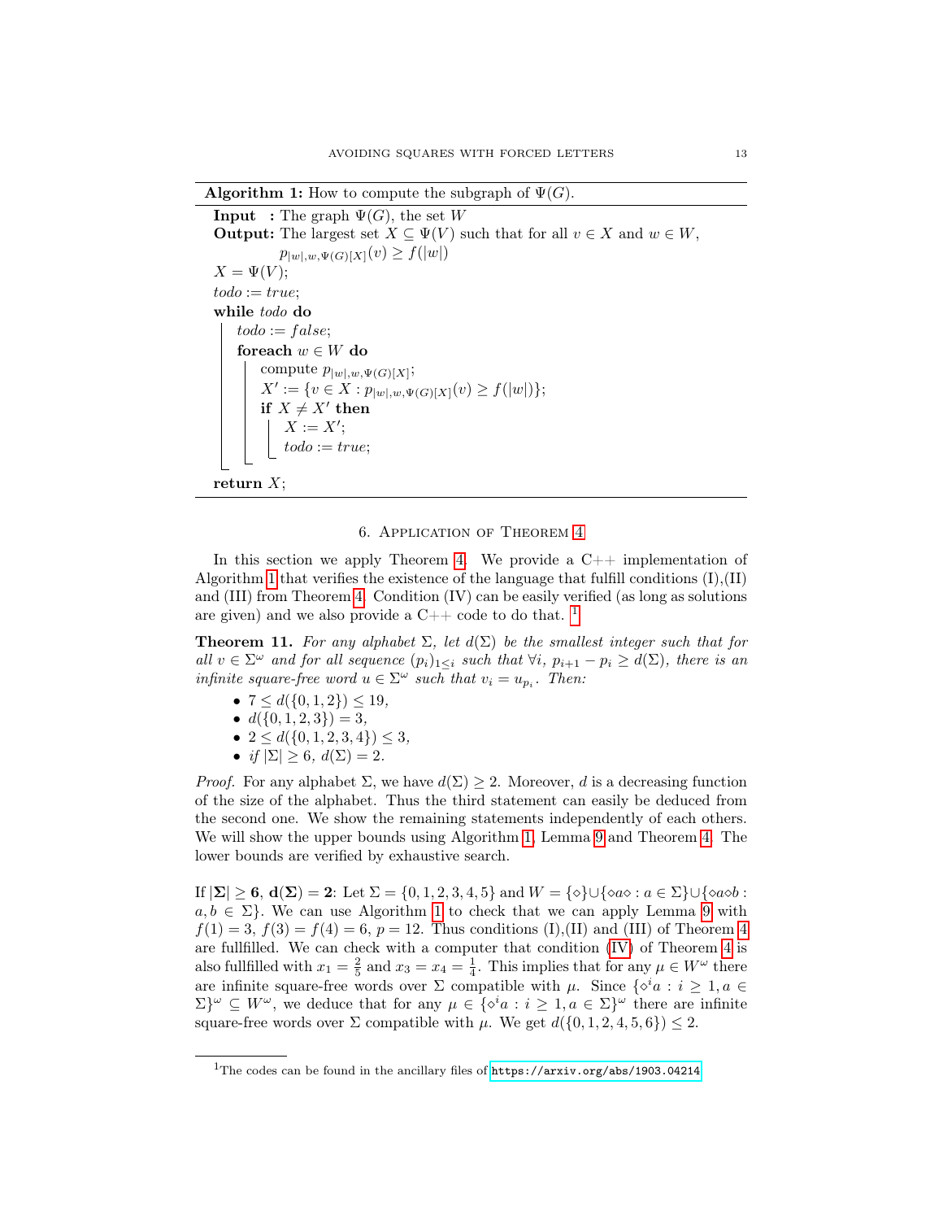**Algorithm 1:** How to compute the subgraph of $\Psi(G)$.

**Input :** The graph $\Psi(G)$, the set $W$
**Output:** The largest set $X \subseteq \Psi(V)$ such that for all $v \in X$ and $w \in W$, $p_{|w|,w,\Psi(G)[X]}(v) \geq f(|w|)$

```
X = Ψ(V);
todo := true;
while todo do
    todo := false;
    foreach w ∈ W do
        compute p_{|w|,w,Ψ(G)[X]};
        X' := {v ∈ X : p_{|w|,w,Ψ(G)[X]}(v) ≥ f(|w|)};
        if X ≠ X' then
            X := X';
            todo := true;
return X;
```

## 6. Application of Theorem 4

In this section we apply Theorem 4. We provide a C++ implementation of Algorithm 1 that verifies the existence of the language that fulfill conditions (I),(II) and (III) from Theorem 4. Condition (IV) can be easily verified (as long as solutions are given) and we also provide a C++ code to do that. [1]

**Theorem 11.** *For any alphabet $\Sigma$, let $d(\Sigma)$ be the smallest integer such that for all $v \in \Sigma^\omega$ and for all sequence $(p_i)_{1 \leq i}$ such that $\forall i$, $p_{i+1} - p_i \geq d(\Sigma)$, there is an infinite square-free word $u \in \Sigma^\omega$ such that $v_i = u_{p_i}$. Then:*

- $7 \leq d(\{0,1,2\}) \leq 19$,
- $d(\{0,1,2,3\}) = 3$,
- $2 \leq d(\{0,1,2,3,4\}) \leq 3$,
- *if* $|\Sigma| \geq 6$, $d(\Sigma) = 2$.

*Proof.* For any alphabet $\Sigma$, we have $d(\Sigma) \geq 2$. Moreover, $d$ is a decreasing function of the size of the alphabet. Thus the third statement can easily be deduced from the second one. We show the remaining statements independently of each others. We will show the upper bounds using Algorithm 1, Lemma 9 and Theorem 4. The lower bounds are verified by exhaustive search.

If $\mathbf{|\Sigma| \geq 6}$, $\mathbf{d(\Sigma) = 2}$: Let $\Sigma = \{0,1,2,3,4,5\}$ and $W = \{\diamond\} \cup \{\diamond a \diamond : a \in \Sigma\} \cup \{\diamond a \diamond b : a, b \in \Sigma\}$. We can use Algorithm 1 to check that we can apply Lemma 9 with $f(1) = 3$, $f(3) = f(4) = 6$, $p = 12$. Thus conditions (I),(II) and (III) of Theorem 4 are fullfilled. We can check with a computer that condition (IV) of Theorem 4 is also fullfilled with $x_1 = \frac{2}{5}$ and $x_3 = x_4 = \frac{1}{4}$. This implies that for any $\mu \in W^\omega$ there are infinite square-free words over $\Sigma$ compatible with $\mu$. Since $\{\diamond^i a : i \geq 1, a \in \Sigma\}^\omega \subseteq W^\omega$, we deduce that for any $\mu \in \{\diamond^i a : i \geq 1, a \in \Sigma\}^\omega$ there are infinite square-free words over $\Sigma$ compatible with $\mu$. We get $d(\{0,1,2,4,5,6\}) \leq 2$.

---

[1] The codes can be found in the ancillary files of https://arxiv.org/abs/1903.04214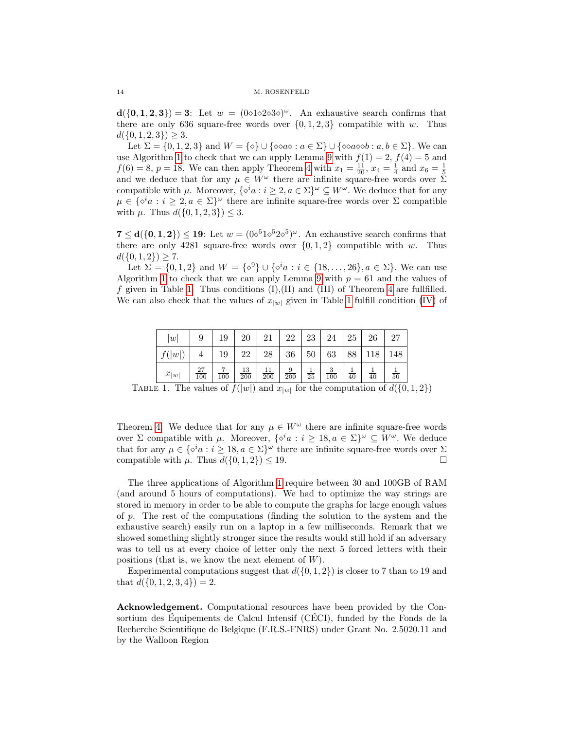$\mathbf{d(\{0,1,2,3\}) = 3}$: Let $w = (0\diamond 1\diamond 2\diamond 3\diamond)^\omega$. An exhaustive search confirms that there are only 636 square-free words over $\{0,1,2,3\}$ compatible with $w$. Thus $d(\{0,1,2,3\}) \geq 3$.

Let $\Sigma = \{0,1,2,3\}$ and $W = \{\diamond\} \cup \{\diamond\diamond a\diamond : a \in \Sigma\} \cup \{\diamond\diamond a\diamond\diamond b : a, b \in \Sigma\}$. We can use Algorithm 1 to check that we can apply Lemma 9 with $f(1) = 2$, $f(4) = 5$ and $f(6) = 8$, $p = 18$. We can then apply Theorem 4 with $x_1 = \frac{11}{20}$, $x_4 = \frac{1}{4}$ and $x_6 = \frac{1}{5}$ and we deduce that for any $\mu \in W^\omega$ there are infinite square-free words over $\Sigma$ compatible with $\mu$. Moreover, $\{\diamond^i a : i \geq 2, a \in \Sigma\}^\omega \subseteq W^\omega$. We deduce that for any $\mu \in \{\diamond^i a : i \geq 2, a \in \Sigma\}^\omega$ there are infinite square-free words over $\Sigma$ compatible with $\mu$. Thus $d(\{0,1,2,3\}) \leq 3$.

$\mathbf{7 \leq d(\{0,1,2\}) \leq 19}$: Let $w = (0\diamond^5 1\diamond^5 2\diamond^5)^\omega$. An exhaustive search confirms that there are only 4281 square-free words over $\{0,1,2\}$ compatible with $w$. Thus $d(\{0,1,2\}) \geq 7$.

Let $\Sigma = \{0,1,2\}$ and $W = \{\diamond^9\} \cup \{\diamond^i a : i \in \{18,\ldots,26\}, a \in \Sigma\}$. We can use Algorithm 1 to check that we can apply Lemma 9 with $p = 61$ and the values of $f$ given in Table 1. Thus conditions (I),(II) and (III) of Theorem 4 are fullfilled. We can also check that the values of $x_{|w|}$ given in Table 1 fulfill condition (IV) of Theorem 4. We deduce that for any $\mu \in W^\omega$ there are infinite square-free words over $\Sigma$ compatible with $\mu$. Moreover, $\{\diamond^i a : i \geq 18, a \in \Sigma\}^\omega \subseteq W^\omega$. We deduce that for any $\mu \in \{\diamond^i a : i \geq 18, a \in \Sigma\}^\omega$ there are infinite square-free words over $\Sigma$ compatible with $\mu$. Thus $d(\{0,1,2\}) \leq 19$. □

| $\lvert w\rvert$ | 9 | 19 | 20 | 21 | 22 | 23 | 24 | 25 | 26 | 27 |
|---|---|---|---|---|---|---|---|---|---|---|
| $f(\lvert w\rvert)$ | 4 | 19 | 22 | 28 | 36 | 50 | 63 | 88 | 118 | 148 |
| $x_{\lvert w\rvert}$ | $\frac{27}{100}$ | $\frac{7}{100}$ | $\frac{13}{200}$ | $\frac{11}{200}$ | $\frac{9}{200}$ | $\frac{1}{25}$ | $\frac{3}{100}$ | $\frac{1}{40}$ | $\frac{1}{40}$ | $\frac{1}{50}$ |

Table 1. The values of $f(|w|)$ and $x_{|w|}$ for the computation of $d(\{0,1,2\})$

The three applications of Algorithm 1 require between 30 and 100GB of RAM (and around 5 hours of computations). We had to optimize the way strings are stored in memory in order to be able to compute the graphs for large enough values of $p$. The rest of the computations (finding the solution to the system and the exhaustive search) easily run on a laptop in a few milliseconds. Remark that we showed something slightly stronger since the results would still hold if an adversary was to tell us at every choice of letter only the next 5 forced letters with their positions (that is, we know the next element of $W$).

Experimental computations suggest that $d(\{0,1,2\})$ is closer to 7 than to 19 and that $d(\{0,1,2,3,4\}) = 2$.

**Acknowledgement.** Computational resources have been provided by the Consortium des Équipements de Calcul Intensif (CÉCI), funded by the Fonds de la Recherche Scientifique de Belgique (F.R.S.-FNRS) under Grant No. 2.5020.11 and by the Walloon Region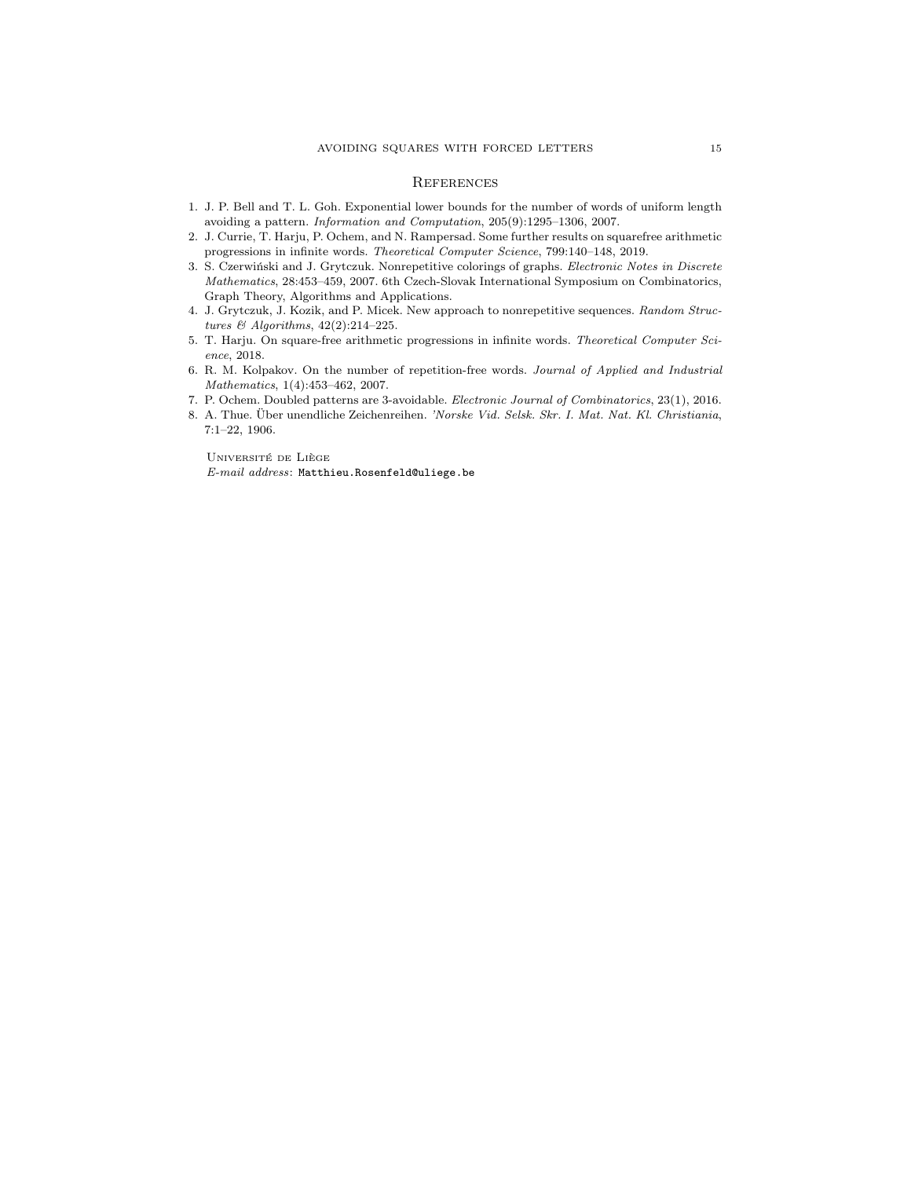## References

1. J. P. Bell and T. L. Goh. Exponential lower bounds for the number of words of uniform length avoiding a pattern. *Information and Computation*, 205(9):1295–1306, 2007.
2. J. Currie, T. Harju, P. Ochem, and N. Rampersad. Some further results on squarefree arithmetic progressions in infinite words. *Theoretical Computer Science*, 799:140–148, 2019.
3. S. Czerwiński and J. Grytczuk. Nonrepetitive colorings of graphs. *Electronic Notes in Discrete Mathematics*, 28:453–459, 2007. 6th Czech-Slovak International Symposium on Combinatorics, Graph Theory, Algorithms and Applications.
4. J. Grytczuk, J. Kozik, and P. Micek. New approach to nonrepetitive sequences. *Random Structures & Algorithms*, 42(2):214–225.
5. T. Harju. On square-free arithmetic progressions in infinite words. *Theoretical Computer Science*, 2018.
6. R. M. Kolpakov. On the number of repetition-free words. *Journal of Applied and Industrial Mathematics*, 1(4):453–462, 2007.
7. P. Ochem. Doubled patterns are 3-avoidable. *Electronic Journal of Combinatorics*, 23(1), 2016.
8. A. Thue. Über unendliche Zeichenreihen. *'Norske Vid. Selsk. Skr. I. Mat. Nat. Kl. Christiania*, 7:1–22, 1906.

Université de Liège
*E-mail address*: `Matthieu.Rosenfeld@uliege.be`